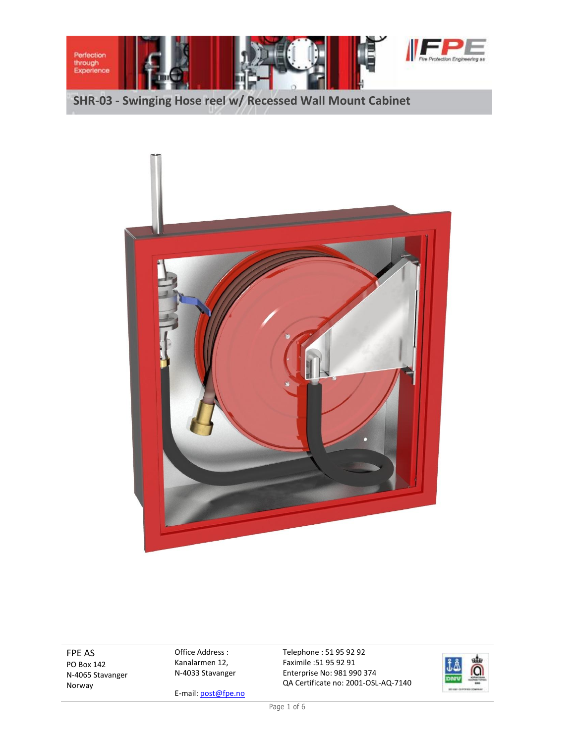# SHR-03 - Swinging Hose reel w/ Recessed Wall Mount Cabinet

FPE AS
PO Box 142
N-4065 Stavanger
Norway

Office Address :
Kanalarmen 12,
N-4033 Stavanger

E-mail: post@fpe.no

Telephone : 51 95 92 92
Faximile :51 95 92 91
Enterprise No: 981 990 374
QA Certificate no: 2001-OSL-AQ-7140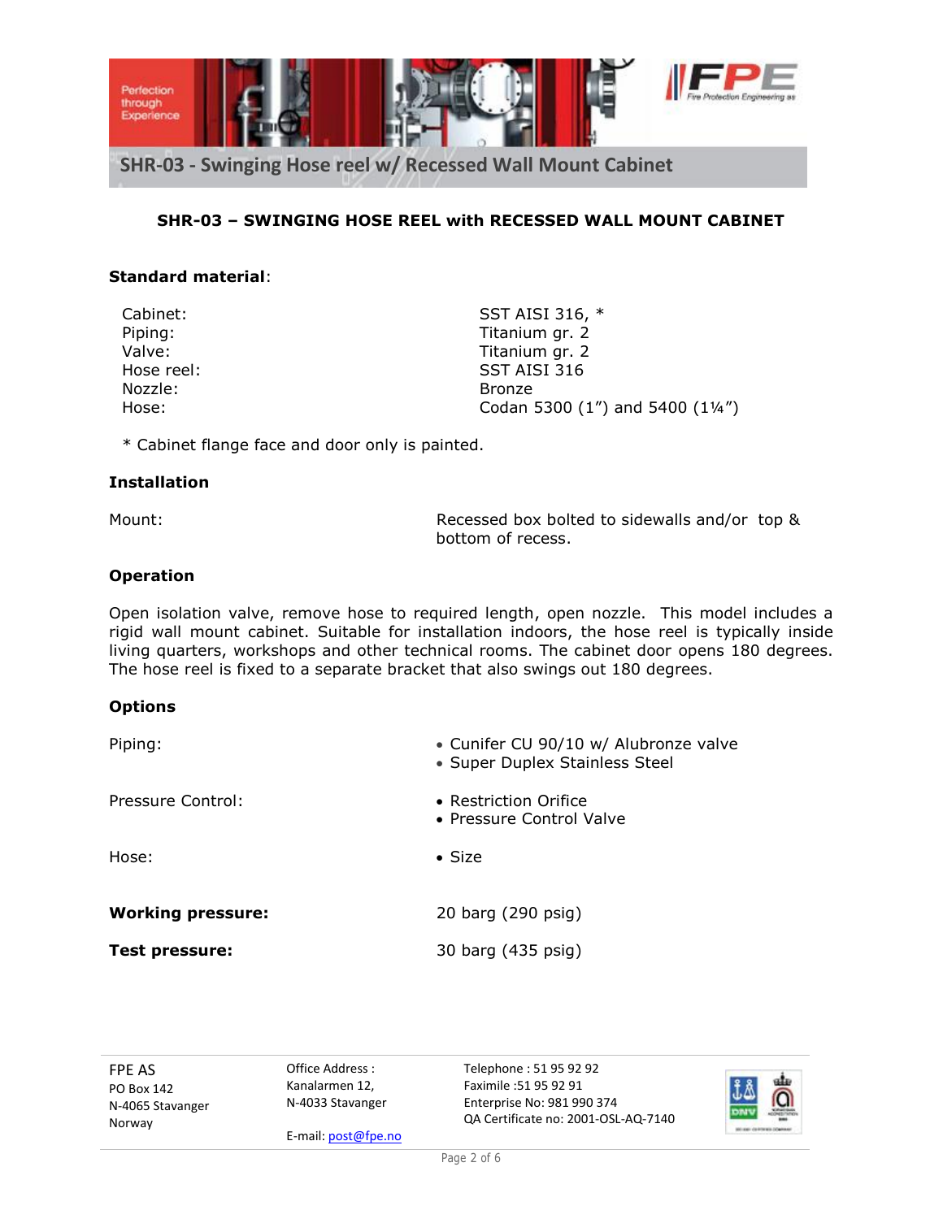## SHR-03 – SWINGING HOSE REEL with RECESSED WALL MOUNT CABINET

**Standard material**:

| | |
|---|---|
| Cabinet: | SST AISI 316, * |
| Piping: | Titanium gr. 2 |
| Valve: | Titanium gr. 2 |
| Hose reel: | SST AISI 316 |
| Nozzle: | Bronze |
| Hose: | Codan 5300 (1”) and 5400 (1¼”) |

* Cabinet flange face and door only is painted.

**Installation**

Mount: Recessed box bolted to sidewalls and/or top & bottom of recess.

**Operation**

Open isolation valve, remove hose to required length, open nozzle. This model includes a rigid wall mount cabinet. Suitable for installation indoors, the hose reel is typically inside living quarters, workshops and other technical rooms. The cabinet door opens 180 degrees. The hose reel is fixed to a separate bracket that also swings out 180 degrees.

**Options**

Piping:
- Cunifer CU 90/10 w/ Alubronze valve
- Super Duplex Stainless Steel

Pressure Control:
- Restriction Orifice
- Pressure Control Valve

Hose:
- Size

**Working pressure:** 20 barg (290 psig)

**Test pressure:** 30 barg (435 psig)

FPE AS
PO Box 142
N-4065 Stavanger
Norway

Office Address :
Kanalarmen 12,
N-4033 Stavanger

E-mail: post@fpe.no

Telephone : 51 95 92 92
Faximile :51 95 92 91
Enterprise No: 981 990 374
QA Certificate no: 2001-OSL-AQ-7140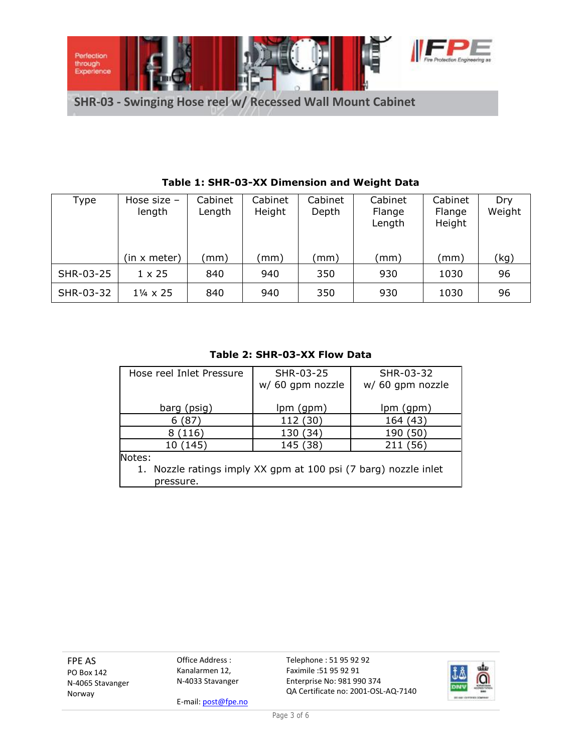# SHR-03 - Swinging Hose reel w/ Recessed Wall Mount Cabinet

**Table 1: SHR-03-XX Dimension and Weight Data**

| Type | Hose size – length (in x meter) | Cabinet Length (mm) | Cabinet Height (mm) | Cabinet Depth (mm) | Cabinet Flange Length (mm) | Cabinet Flange Height (mm) | Dry Weight (kg) |
|---|---|---|---|---|---|---|---|
| SHR-03-25 | 1 x 25 | 840 | 940 | 350 | 930 | 1030 | 96 |
| SHR-03-32 | 1¼ x 25 | 840 | 940 | 350 | 930 | 1030 | 96 |

**Table 2: SHR-03-XX Flow Data**

| Hose reel Inlet Pressure barg (psig) | SHR-03-25 w/ 60 gpm nozzle lpm (gpm) | SHR-03-32 w/ 60 gpm nozzle lpm (gpm) |
|---|---|---|
| 6 (87) | 112 (30) | 164 (43) |
| 8 (116) | 130 (34) | 190 (50) |
| 10 (145) | 145 (38) | 211 (56) |

Notes:

1. Nozzle ratings imply XX gpm at 100 psi (7 barg) nozzle inlet pressure.

FPE AS
PO Box 142
N-4065 Stavanger
Norway

Office Address :
Kanalarmen 12,
N-4033 Stavanger

E-mail: post@fpe.no

Telephone : 51 95 92 92
Faximile :51 95 92 91
Enterprise No: 981 990 374
QA Certificate no: 2001-OSL-AQ-7140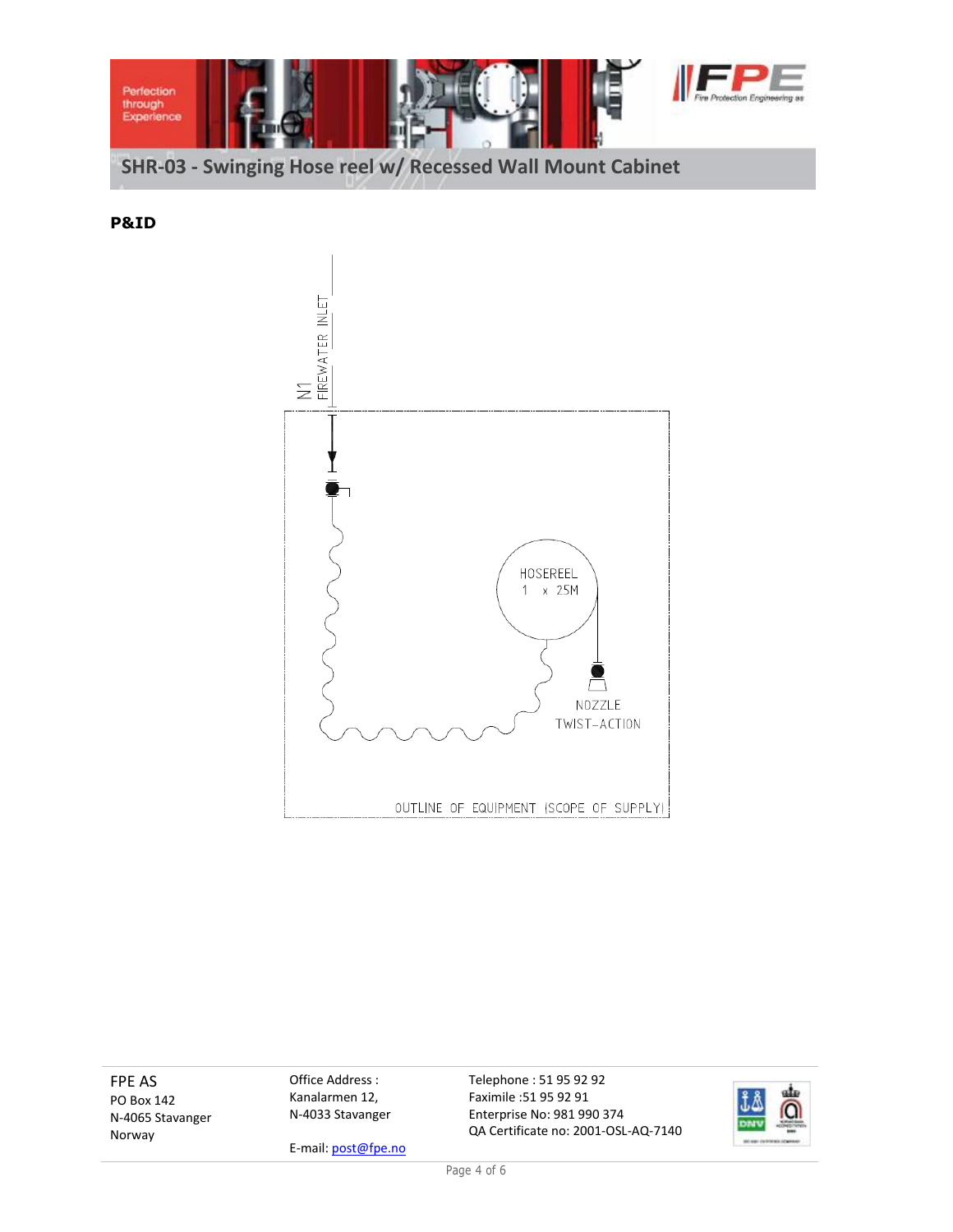## SHR-03 - Swinging Hose reel w/ Recessed Wall Mount Cabinet

**P&ID**

N1 FIREWATER INLET

HOSEREEL 1 x 25M

NOZZLE TWIST-ACTION

OUTLINE OF EQUIPMENT (SCOPE OF SUPPLY)

FPE AS
PO Box 142
N-4065 Stavanger
Norway

Office Address :
Kanalarmen 12,
N-4033 Stavanger

E-mail: post@fpe.no

Telephone : 51 95 92 92
Faximile :51 95 92 91
Enterprise No: 981 990 374
QA Certificate no: 2001-OSL-AQ-7140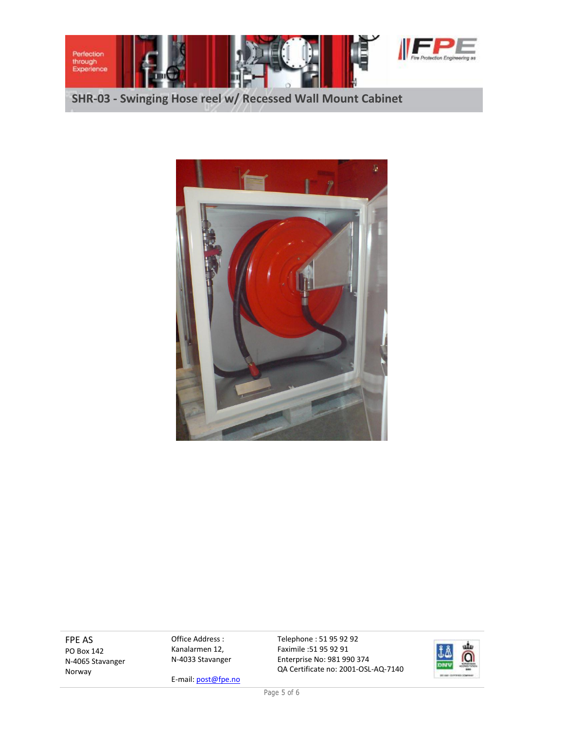# SHR-03 - Swinging Hose reel w/ Recessed Wall Mount Cabinet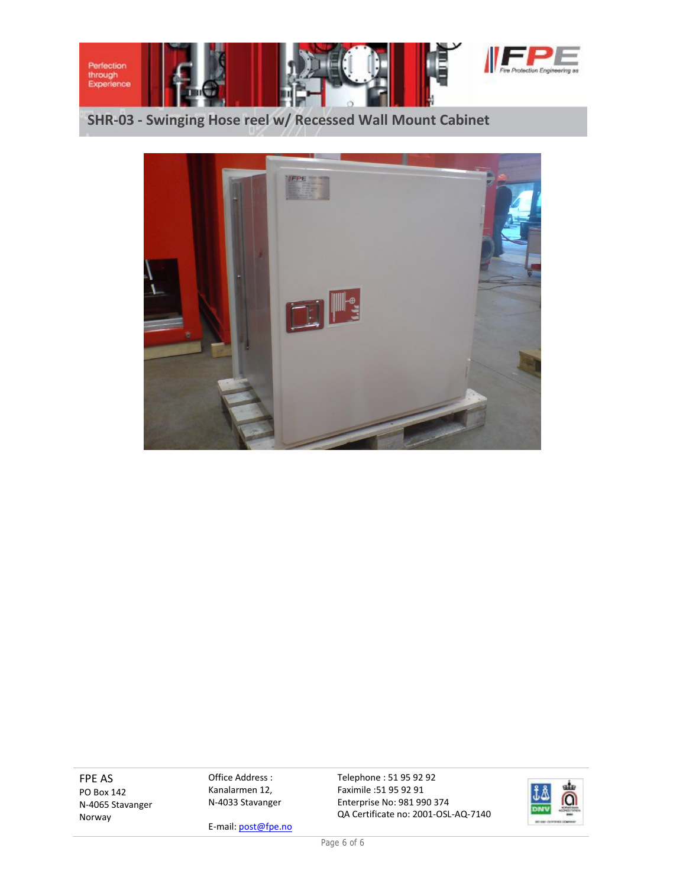## SHR-03 - Swinging Hose reel w/ Recessed Wall Mount Cabinet